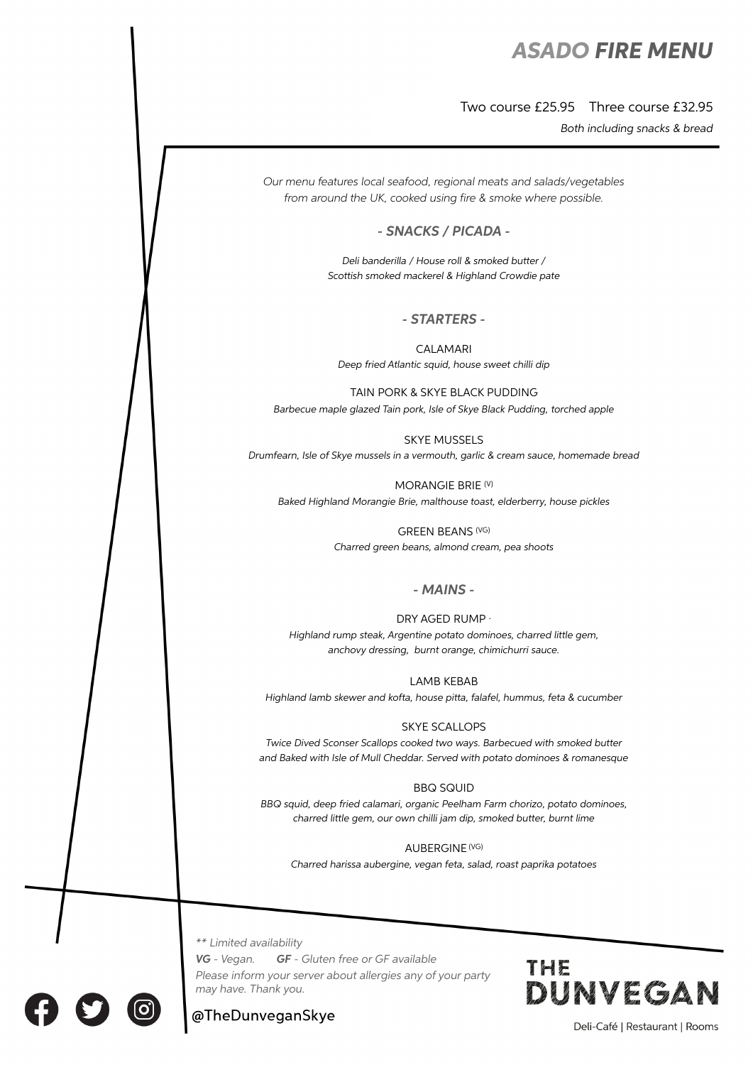# *ASADO* ***FIRE MENU***

Two course £25.95  Three course £32.95

*Both including snacks & bread*

*Our menu features local seafood, regional meats and salads/vegetables from around the UK, cooked using fire & smoke where possible.*

## *- SNACKS / PICADA -*

*Deli banderilla / House roll & smoked butter / Scottish smoked mackerel & Highland Crowdie pate*

## *- STARTERS -*

CALAMARI
*Deep fried Atlantic squid, house sweet chilli dip*

TAIN PORK & SKYE BLACK PUDDING
*Barbecue maple glazed Tain pork, Isle of Skye Black Pudding, torched apple*

SKYE MUSSELS
*Drumfearn, Isle of Skye mussels in a vermouth, garlic & cream sauce, homemade bread*

MORANGIE BRIE (V)
*Baked Highland Morangie Brie, malthouse toast, elderberry, house pickles*

GREEN BEANS (VG)
*Charred green beans, almond cream, pea shoots*

## *- MAINS -*

DRY AGED RUMP -
*Highland rump steak, Argentine potato dominoes, charred little gem, anchovy dressing, burnt orange, chimichurri sauce.*

LAMB KEBAB
*Highland lamb skewer and kofta, house pitta, falafel, hummus, feta & cucumber*

SKYE SCALLOPS
*Twice Dived Sconser Scallops cooked two ways. Barbecued with smoked butter and Baked with Isle of Mull Cheddar. Served with potato dominoes & romanesque*

BBQ SQUID
*BBQ squid, deep fried calamari, organic Peelham Farm chorizo, potato dominoes, charred little gem, our own chilli jam dip, smoked butter, burnt lime*

AUBERGINE (VG)
*Charred harissa aubergine, vegan feta, salad, roast paprika potatoes*

*** Limited availability*
***VG** - Vegan.  **GF** - Gluten free or GF available*
*Please inform your server about allergies any of your party may have. Thank you.*

@TheDunveganSkye

THE DUNVEGAN
Deli-Café | Restaurant | Rooms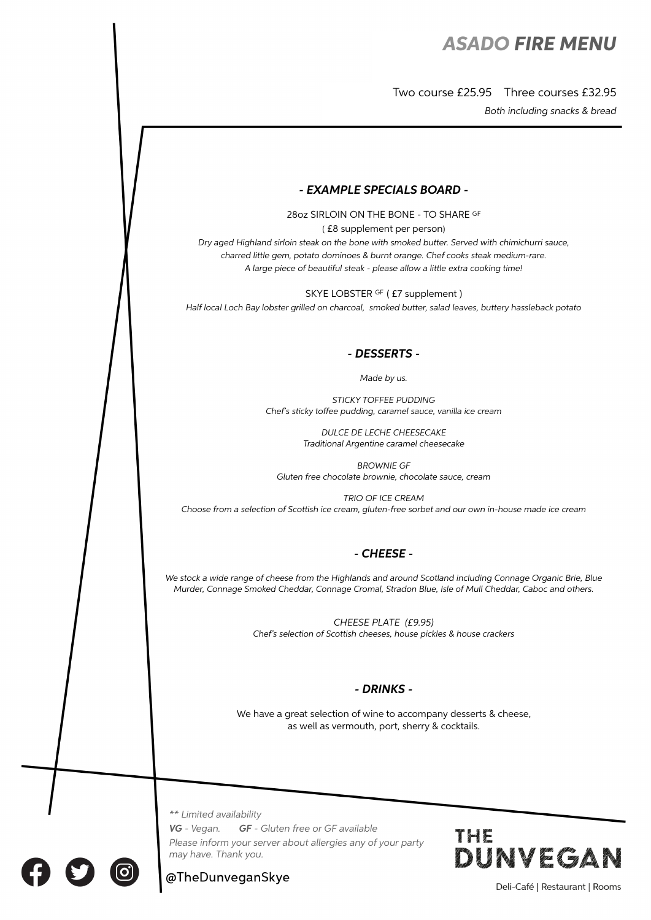# *ASADO* ***FIRE MENU***

Two course £25.95 Three courses £32.95

*Both including snacks & bread*

## *- EXAMPLE SPECIALS BOARD -*

28oz SIRLOIN ON THE BONE - TO SHARE GF

( £8 supplement per person)

*Dry aged Highland sirloin steak on the bone with smoked butter. Served with chimichurri sauce, charred little gem, potato dominoes & burnt orange. Chef cooks steak medium-rare. A large piece of beautiful steak - please allow a little extra cooking time!*

SKYE LOBSTER GF ( £7 supplement )

*Half local Loch Bay lobster grilled on charcoal, smoked butter, salad leaves, buttery hassleback potato*

## *- DESSERTS -*

*Made by us.*

*STICKY TOFFEE PUDDING*
*Chef's sticky toffee pudding, caramel sauce, vanilla ice cream*

*DULCE DE LECHE CHEESECAKE*
*Traditional Argentine caramel cheesecake*

*BROWNIE GF*
*Gluten free chocolate brownie, chocolate sauce, cream*

*TRIO OF ICE CREAM*
*Choose from a selection of Scottish ice cream, gluten-free sorbet and our own in-house made ice cream*

## *- CHEESE -*

*We stock a wide range of cheese from the Highlands and around Scotland including Connage Organic Brie, Blue Murder, Connage Smoked Cheddar, Connage Cromal, Stradon Blue, Isle of Mull Cheddar, Caboc and others.*

*CHEESE PLATE (£9.95)*
*Chef's selection of Scottish cheeses, house pickles & house crackers*

## *- DRINKS -*

We have a great selection of wine to accompany desserts & cheese, as well as vermouth, port, sherry & cocktails.

*** Limited availability*

***VG** - Vegan. **GF** - Gluten free or GF available*

*Please inform your server about allergies any of your party may have. Thank you.*

@TheDunveganSkye

THE DUNVEGAN

Deli-Café | Restaurant | Rooms